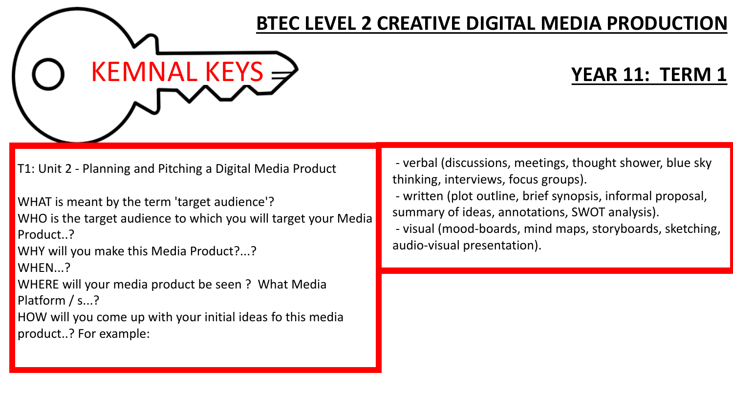# BTEC LEVEL 2 CREATIVE DIGITAL MEDIA PRODUCTION

KEMNAL KEYS

## YEAR 11: TERM 1

T1: Unit 2 - Planning and Pitching a Digital Media Product

WHAT is meant by the term 'target audience'?
WHO is the target audience to which you will target your Media Product..?
WHY will you make this Media Product?...?
WHEN...?
WHERE will your media product be seen ? What Media Platform / s...?
HOW will you come up with your initial ideas fo this media product..? For example:

- verbal (discussions, meetings, thought shower, blue sky thinking, interviews, focus groups).
- written (plot outline, brief synopsis, informal proposal, summary of ideas, annotations, SWOT analysis).
- visual (mood-boards, mind maps, storyboards, sketching, audio-visual presentation).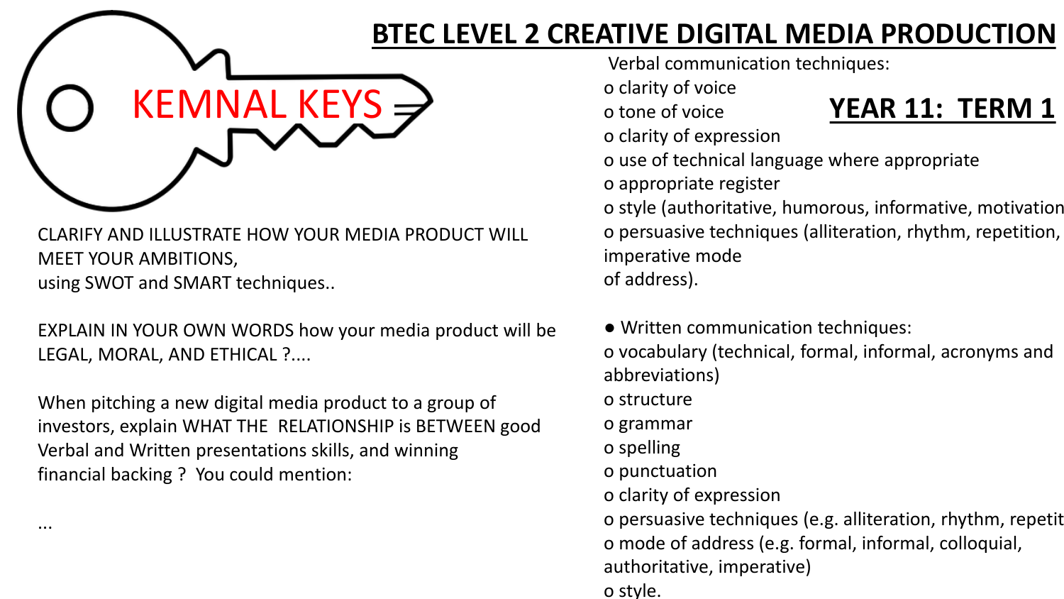# BTEC LEVEL 2 CREATIVE DIGITAL MEDIA PRODUCTION

KEMNAL KEYS

## YEAR 11: TERM 1

CLARIFY AND ILLUSTRATE HOW YOUR MEDIA PRODUCT WILL MEET YOUR AMBITIONS,
using SWOT and SMART techniques..

EXPLAIN IN YOUR OWN WORDS how your media product will be LEGAL, MORAL, AND ETHICAL ?....

When pitching a new digital media product to a group of investors, explain WHAT THE RELATIONSHIP is BETWEEN good Verbal and Written presentations skills, and winning financial backing ? You could mention:

...

Verbal communication techniques:

- o clarity of voice
- o tone of voice
- o clarity of expression
- o use of technical language where appropriate
- o appropriate register
- o style (authoritative, humorous, informative, motivation
- o persuasive techniques (alliteration, rhythm, repetition, imperative mode of address).

- Written communication techniques:
  - o vocabulary (technical, formal, informal, acronyms and abbreviations)
  - o structure
  - o grammar
  - o spelling
  - o punctuation
  - o clarity of expression
  - o persuasive techniques (e.g. alliteration, rhythm, repetit
  - o mode of address (e.g. formal, informal, colloquial, authoritative, imperative)
  - o style.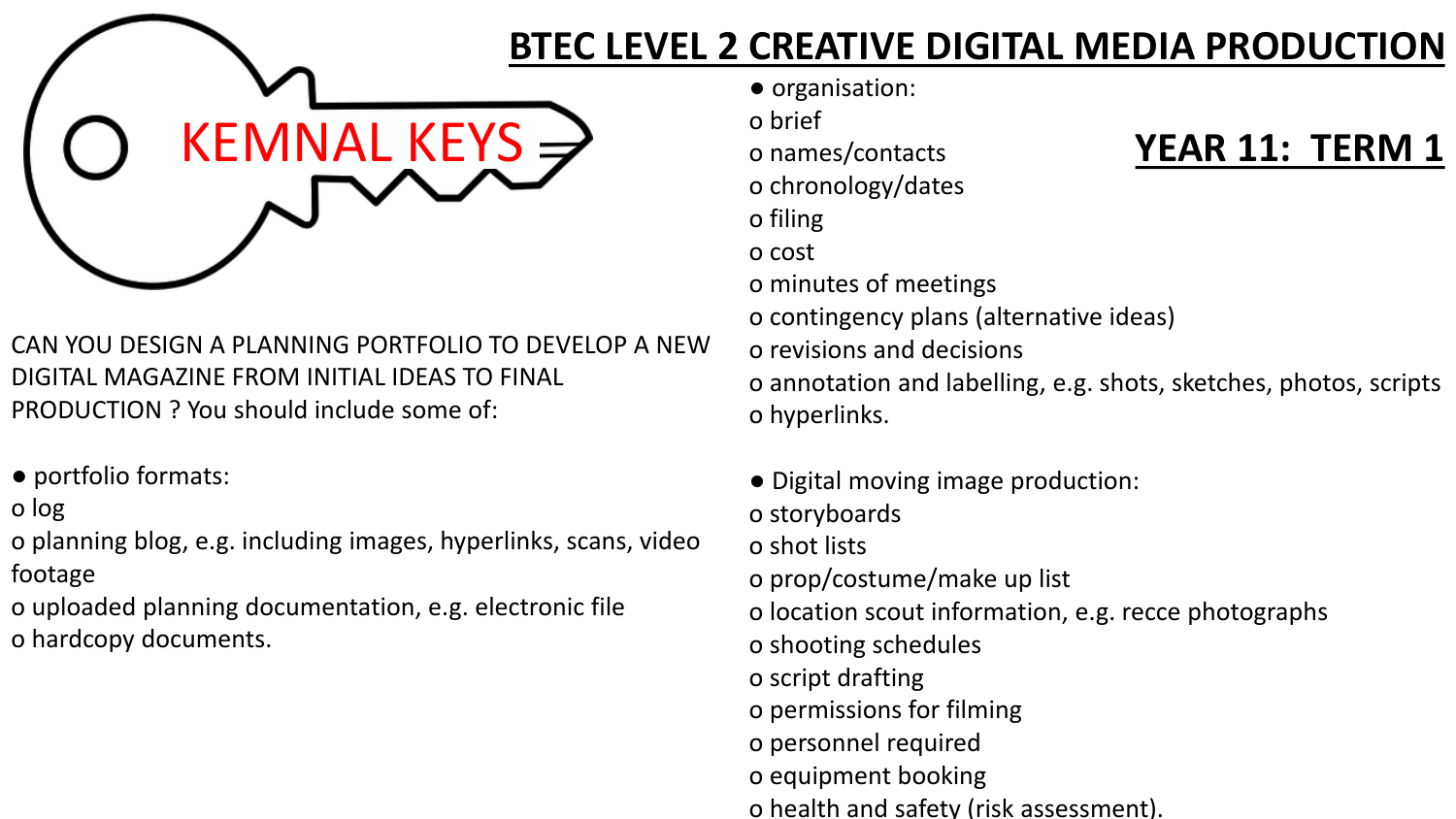# BTEC LEVEL 2 CREATIVE DIGITAL MEDIA PRODUCTION

## YEAR 11: TERM 1

KEMNAL KEYS

CAN YOU DESIGN A PLANNING PORTFOLIO TO DEVELOP A NEW DIGITAL MAGAZINE FROM INITIAL IDEAS TO FINAL PRODUCTION ? You should include some of:

- portfolio formats:
  - log
  - planning blog, e.g. including images, hyperlinks, scans, video footage
  - uploaded planning documentation, e.g. electronic file
  - hardcopy documents.

- organisation:
  - brief
  - names/contacts
  - chronology/dates
  - filing
  - cost
  - minutes of meetings
  - contingency plans (alternative ideas)
  - revisions and decisions
  - annotation and labelling, e.g. shots, sketches, photos, scripts
  - hyperlinks.

- Digital moving image production:
  - storyboards
  - shot lists
  - prop/costume/make up list
  - location scout information, e.g. recce photographs
  - shooting schedules
  - script drafting
  - permissions for filming
  - personnel required
  - equipment booking
  - health and safety (risk assessment).